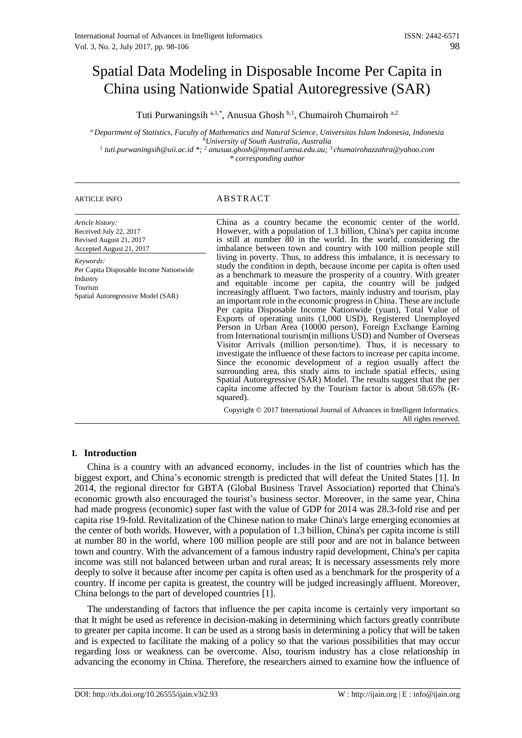# Spatial Data Modeling in Disposable Income Per Capita in China using Nationwide Spatial Autoregressive (SAR)

Tuti Purwaningsih [a,1,*], Anusua Ghosh [b,1], Chumairoh Chumairoh [a,2]

[a] Department of Statistics, Faculty of Mathematics and Natural Science, Universitas Islam Indonesia, Indonesia
[b] University of South Australia, Australia
[1] tuti.purwaningsih@uii.ac.id *; [2] anusua.ghosh@mymail.unisa.edu.au; [3] chumairohazzahra@yahoo.com
* corresponding author

---

**ARTICLE INFO**

*Article history:*
Received July 22, 2017
Revised August 21, 2017
Accepted August 21, 2017

*Keywords:*
Per Capita Disposable Income Nationwide
Industry
Tourism
Spatial Autoregressive Model (SAR)

**ABSTRACT**

China as a country became the economic center of the world. However, with a population of 1.3 billion, China's per capita income is still at number 80 in the world. In the world, considering the imbalance between town and country with 100 million people still living in poverty. Thus, to address this imbalance, it is necessary to study the condition in depth, because income per capita is often used as a benchmark to measure the prosperity of a country. With greater and equitable income per capita, the country will be judged increasingly affluent. Two factors, mainly industry and tourism, play an important role in the economic progress in China. These are include Per capita Disposable Income Nationwide (yuan), Total Value of Exports of operating units (1,000 USD), Registered Unemployed Person in Urban Area (10000 person), Foreign Exchange Earning from International tourism(in millions USD) and Number of Overseas Visitor Arrivals (million person/time). Thus, it is necessary to investigate the influence of these factors to increase per capita income. Since the economic development of a region usually affect the surrounding area, this study aims to include spatial effects, using Spatial Autoregressive (SAR) Model. The results suggest that the per capita income affected by the Tourism factor is about 58.65% (R-squared).

Copyright © 2017 International Journal of Advances in Intelligent Informatics. All rights reserved.

---

## I. Introduction

China is a country with an advanced economy, includes in the list of countries which has the biggest export, and China's economic strength is predicted that will defeat the United States [1]. In 2014, the regional director for GBTA (Global Business Travel Association) reported that China's economic growth also encouraged the tourist's business sector. Moreover, in the same year, China had made progress (economic) super fast with the value of GDP for 2014 was 28.3-fold rise and per capita rise 19-fold. Revitalization of the Chinese nation to make China's large emerging economies at the center of both worlds. However, with a population of 1.3 billion, China's per capita income is still at number 80 in the world, where 100 million people are still poor and are not in balance between town and country. With the advancement of a famous industry rapid development, China's per capita income was still not balanced between urban and rural areas; It is necessary assessments rely more deeply to solve it because after income per capita is often used as a benchmark for the prosperity of a country. If income per capita is greatest, the country will be judged increasingly affluent. Moreover, China belongs to the part of developed countries [1].

The understanding of factors that influence the per capita income is certainly very important so that It might be used as reference in decision-making in determining which factors greatly contribute to greater per capita income. It can be used as a strong basis in determining a policy that will be taken and is expected to facilitate the making of a policy so that the various possibilities that may occur regarding loss or weakness can be overcome. Also, tourism industry has a close relationship in advancing the economy in China. Therefore, the researchers aimed to examine how the influence of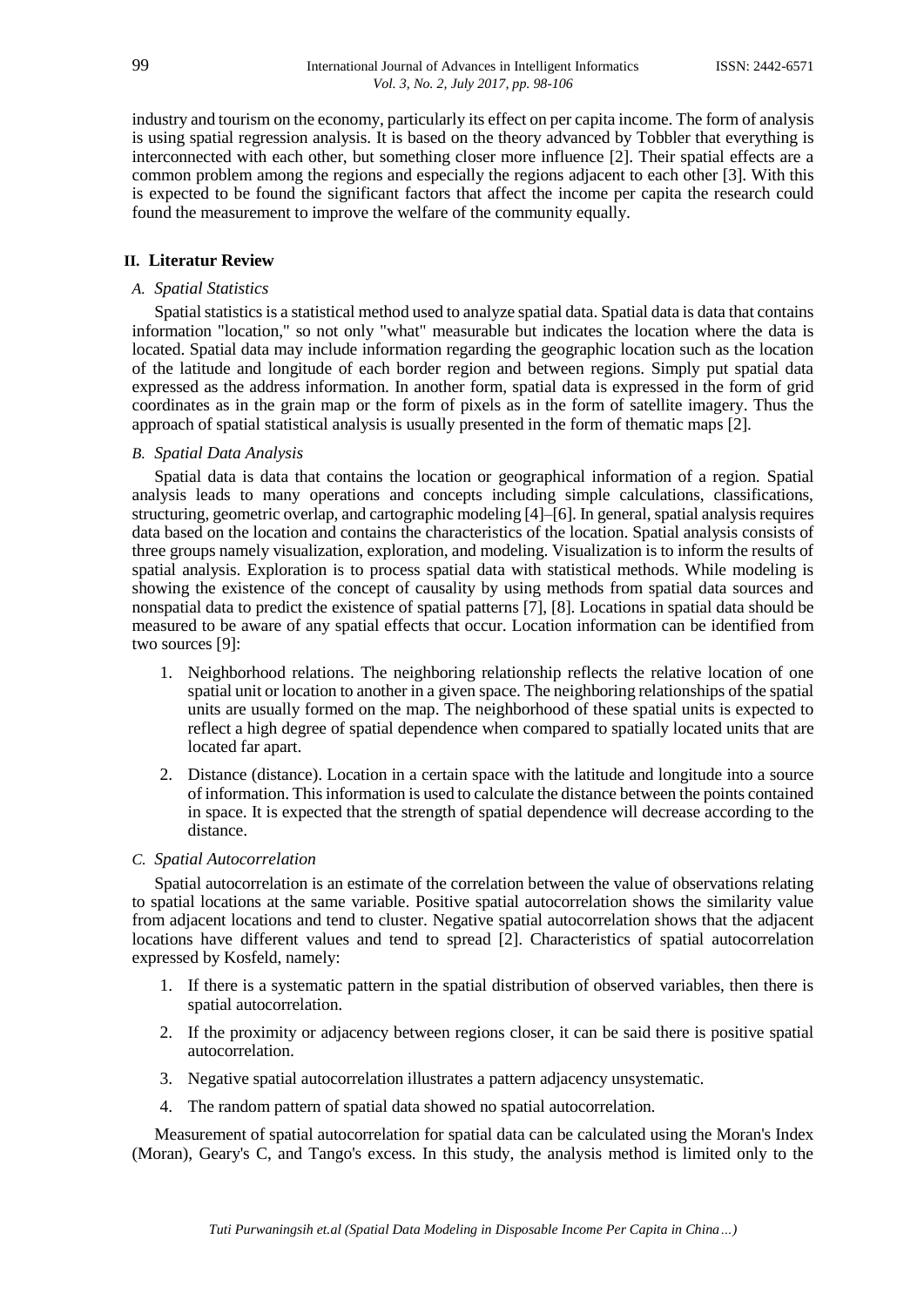industry and tourism on the economy, particularly its effect on per capita income. The form of analysis is using spatial regression analysis. It is based on the theory advanced by Tobbler that everything is interconnected with each other, but something closer more influence [2]. Their spatial effects are a common problem among the regions and especially the regions adjacent to each other [3]. With this is expected to be found the significant factors that affect the income per capita the research could found the measurement to improve the welfare of the community equally.

## II. Literatur Review

### *A. Spatial Statistics*

Spatial statistics is a statistical method used to analyze spatial data. Spatial data is data that contains information "location," so not only "what" measurable but indicates the location where the data is located. Spatial data may include information regarding the geographic location such as the location of the latitude and longitude of each border region and between regions. Simply put spatial data expressed as the address information. In another form, spatial data is expressed in the form of grid coordinates as in the grain map or the form of pixels as in the form of satellite imagery. Thus the approach of spatial statistical analysis is usually presented in the form of thematic maps [2].

### *B. Spatial Data Analysis*

Spatial data is data that contains the location or geographical information of a region. Spatial analysis leads to many operations and concepts including simple calculations, classifications, structuring, geometric overlap, and cartographic modeling [4]–[6]. In general, spatial analysis requires data based on the location and contains the characteristics of the location. Spatial analysis consists of three groups namely visualization, exploration, and modeling. Visualization is to inform the results of spatial analysis. Exploration is to process spatial data with statistical methods. While modeling is showing the existence of the concept of causality by using methods from spatial data sources and nonspatial data to predict the existence of spatial patterns [7], [8]. Locations in spatial data should be measured to be aware of any spatial effects that occur. Location information can be identified from two sources [9]:

1. Neighborhood relations. The neighboring relationship reflects the relative location of one spatial unit or location to another in a given space. The neighboring relationships of the spatial units are usually formed on the map. The neighborhood of these spatial units is expected to reflect a high degree of spatial dependence when compared to spatially located units that are located far apart.
2. Distance (distance). Location in a certain space with the latitude and longitude into a source of information. This information is used to calculate the distance between the points contained in space. It is expected that the strength of spatial dependence will decrease according to the distance.

### *C. Spatial Autocorrelation*

Spatial autocorrelation is an estimate of the correlation between the value of observations relating to spatial locations at the same variable. Positive spatial autocorrelation shows the similarity value from adjacent locations and tend to cluster. Negative spatial autocorrelation shows that the adjacent locations have different values and tend to spread [2]. Characteristics of spatial autocorrelation expressed by Kosfeld, namely:

1. If there is a systematic pattern in the spatial distribution of observed variables, then there is spatial autocorrelation.
2. If the proximity or adjacency between regions closer, it can be said there is positive spatial autocorrelation.
3. Negative spatial autocorrelation illustrates a pattern adjacency unsystematic.
4. The random pattern of spatial data showed no spatial autocorrelation.

Measurement of spatial autocorrelation for spatial data can be calculated using the Moran's Index (Moran), Geary's C, and Tango's excess. In this study, the analysis method is limited only to the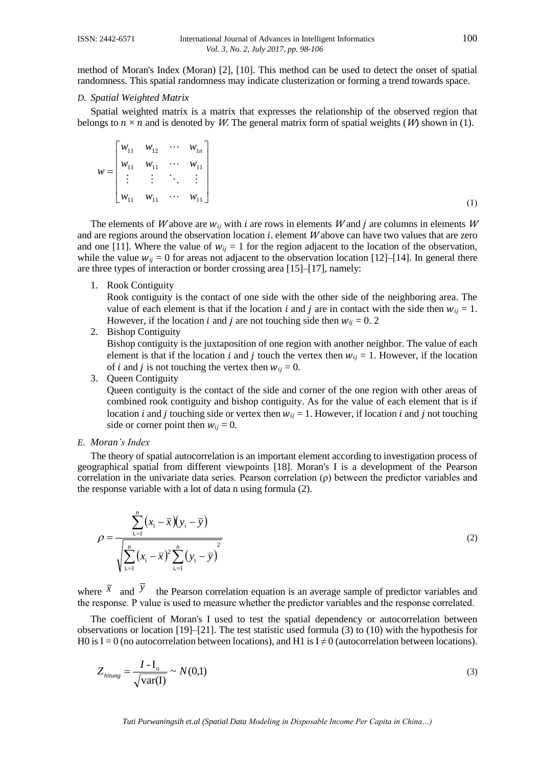method of Moran's Index (Moran) [2], [10]. This method can be used to detect the onset of spatial randomness. This spatial randomness may indicate clusterization or forming a trend towards space.

### *D. Spatial Weighted Matrix*

Spatial weighted matrix is a matrix that expresses the relationship of the observed region that belongs to $n \times n$ and is denoted by $W$. The general matrix form of spatial weights ($W$) shown in (1).

$$w = \begin{bmatrix} w_{11} & w_{12} & \cdots & w_{1n} \\ w_{11} & w_{11} & \cdots & w_{11} \\ \vdots & \vdots & \ddots & \vdots \\ w_{11} & w_{11} & \cdots & w_{11} \end{bmatrix} \tag{1}$$

The elements of $W$ above are $w_{ij}$ with $i$ are rows in elements $W$ and $j$ are columns in elements $W$ and are regions around the observation location $i$. element $W$ above can have two values that are zero and one [11]. Where the value of $w_{ij} = 1$ for the region adjacent to the location of the observation, while the value $w_{ij} = 0$ for areas not adjacent to the observation location [12]–[14]. In general there are three types of interaction or border crossing area [15]–[17], namely:

1. Rook Contiguity
   Rook contiguity is the contact of one side with the other side of the neighboring area. The value of each element is that if the location $i$ and $j$ are in contact with the side then $w_{ij} = 1$. However, if the location $i$ and $j$ are not touching side then $w_{ij} = 0$. 2
2. Bishop Contiguity
   Bishop contiguity is the juxtaposition of one region with another neighbor. The value of each element is that if the location $i$ and $j$ touch the vertex then $w_{ij} = 1$. However, if the location of $i$ and $j$ is not touching the vertex then $w_{ij} = 0$.
3. Queen Contiguity
   Queen contiguity is the contact of the side and corner of the one region with other areas of combined rook contiguity and bishop contiguity. As for the value of each element that is if location $i$ and $j$ touching side or vertex then $w_{ij} = 1$. However, if location $i$ and $j$ not touching side or corner point then $w_{ij} = 0$.

### *E. Moran's Index*

The theory of spatial autocorrelation is an important element according to investigation process of geographical spatial from different viewpoints [18]. Moran's I is a development of the Pearson correlation in the univariate data series. Pearson correlation (ρ) between the predictor variables and the response variable with a lot of data n using formula (2).

$$\rho = \frac{\sum_{i,=1}^{n}(x_i - \bar{x})(y_i - \bar{y})}{\sqrt{\sum_{i,=1}^{n}(x_i - \bar{x})^2 \sum_{i,=1}^{n}(y_i - \bar{y})^2}} \tag{2}$$

where $\bar{x}$ and $\bar{y}$ the Pearson correlation equation is an average sample of predictor variables and the response. P value is used to measure whether the predictor variables and the response correlated.

The coefficient of Moran's I used to test the spatial dependency or autocorrelation between observations or location [19]–[21]. The test statistic used formula (3) to (10) with the hypothesis for H0 is I = 0 (no autocorrelation between locations), and H1 is I ≠ 0 (autocorrelation between locations).

$$Z_{hitung} = \frac{I - I_o}{\sqrt{\text{var(I)}}} \sim N(0,1) \tag{3}$$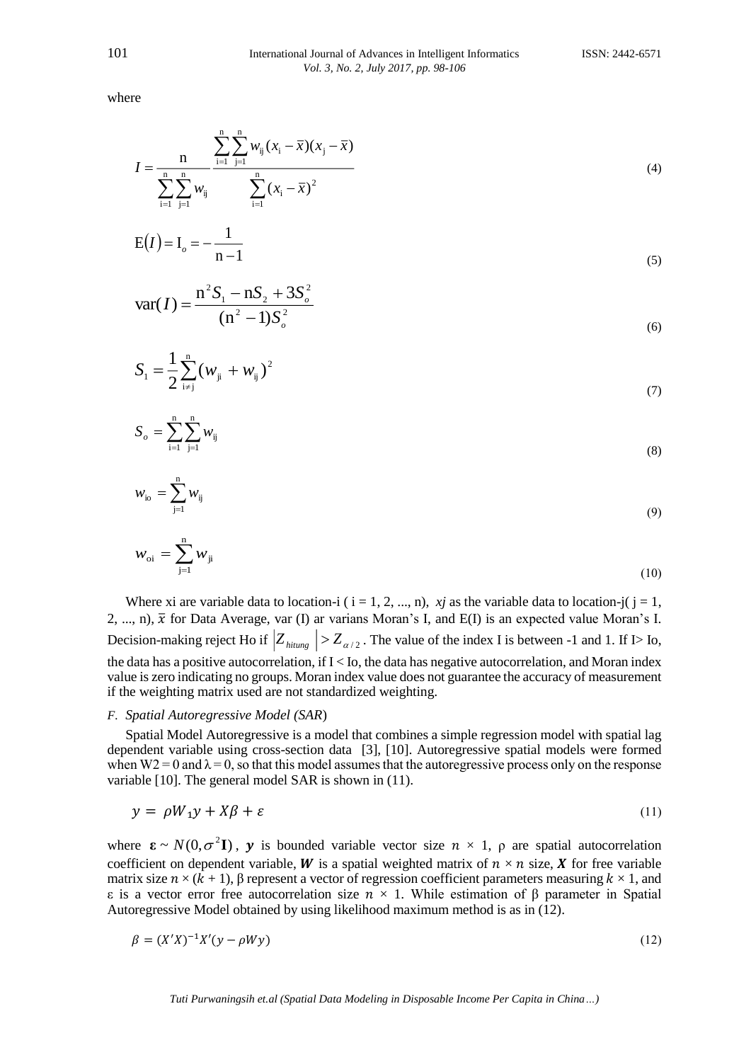where

$$I = \frac{\mathrm{n}}{\sum_{\mathrm{i=1}}^{\mathrm{n}}\sum_{\mathrm{j=1}}^{\mathrm{n}} w_{\mathrm{ij}}} \frac{\sum_{\mathrm{i=1}}^{\mathrm{n}}\sum_{\mathrm{j=1}}^{\mathrm{n}} w_{\mathrm{ij}}(x_{\mathrm{i}}-\bar{x})(x_{\mathrm{j}}-\bar{x})}{\sum_{\mathrm{i=1}}^{\mathrm{n}}(x_{\mathrm{i}}-\bar{x})^2} \tag{4}$$

$$\mathrm{E}(I) = \mathrm{I}_o = -\frac{1}{\mathrm{n}-1} \tag{5}$$

$$\mathrm{var}(I) = \frac{\mathrm{n}^2 S_1 - \mathrm{n}S_2 + 3S_o^2}{(\mathrm{n}^2-1)S_o^2} \tag{6}$$

$$S_1 = \frac{1}{2}\sum_{\mathrm{i \neq j}}^{\mathrm{n}}(w_{\mathrm{ji}} + w_{\mathrm{ij}})^2 \tag{7}$$

$$S_o = \sum_{\mathrm{i=1}}^{\mathrm{n}}\sum_{\mathrm{j=1}}^{\mathrm{n}} w_{\mathrm{ij}} \tag{8}$$

$$w_{\mathrm{io}} = \sum_{\mathrm{j=1}}^{\mathrm{n}} w_{\mathrm{ij}} \tag{9}$$

$$w_{\mathrm{oi}} = \sum_{\mathrm{j=1}}^{\mathrm{n}} w_{\mathrm{ji}} \tag{10}$$

Where xi are variable data to location-i ( i = 1, 2, ..., n), *xj* as the variable data to location-j( j = 1, 2, ..., n), $\bar{x}$ for Data Average, var (I) ar varians Moran's I, and E(I) is an expected value Moran's I. Decision-making reject Ho if $|Z_{hitung}| > Z_{\alpha/2}$. The value of the index I is between -1 and 1. If I> Io, the data has a positive autocorrelation, if I < Io, the data has negative autocorrelation, and Moran index value is zero indicating no groups. Moran index value does not guarantee the accuracy of measurement if the weighting matrix used are not standardized weighting.

### *F. Spatial Autoregressive Model (SAR)*

Spatial Model Autoregressive is a model that combines a simple regression model with spatial lag dependent variable using cross-section data [3], [10]. Autoregressive spatial models were formed when W2 = 0 and λ = 0, so that this model assumes that the autoregressive process only on the response variable [10]. The general model SAR is shown in (11).

$$y = \rho W_1 y + X\beta + \varepsilon \tag{11}$$

where $\boldsymbol{\varepsilon} \sim N(0, \sigma^2\mathbf{I})$, $\boldsymbol{y}$ is bounded variable vector size $n \times 1$, ρ are spatial autocorrelation coefficient on dependent variable, $\boldsymbol{W}$ is a spatial weighted matrix of $n \times n$ size, $\boldsymbol{X}$ for free variable matrix size $n \times (k + 1)$, β represent a vector of regression coefficient parameters measuring $k \times 1$, and ε is a vector error free autocorrelation size $n \times 1$. While estimation of β parameter in Spatial Autoregressive Model obtained by using likelihood maximum method is as in (12).

$$\beta = (X'X)^{-1}X'(y - \rho W y) \tag{12}$$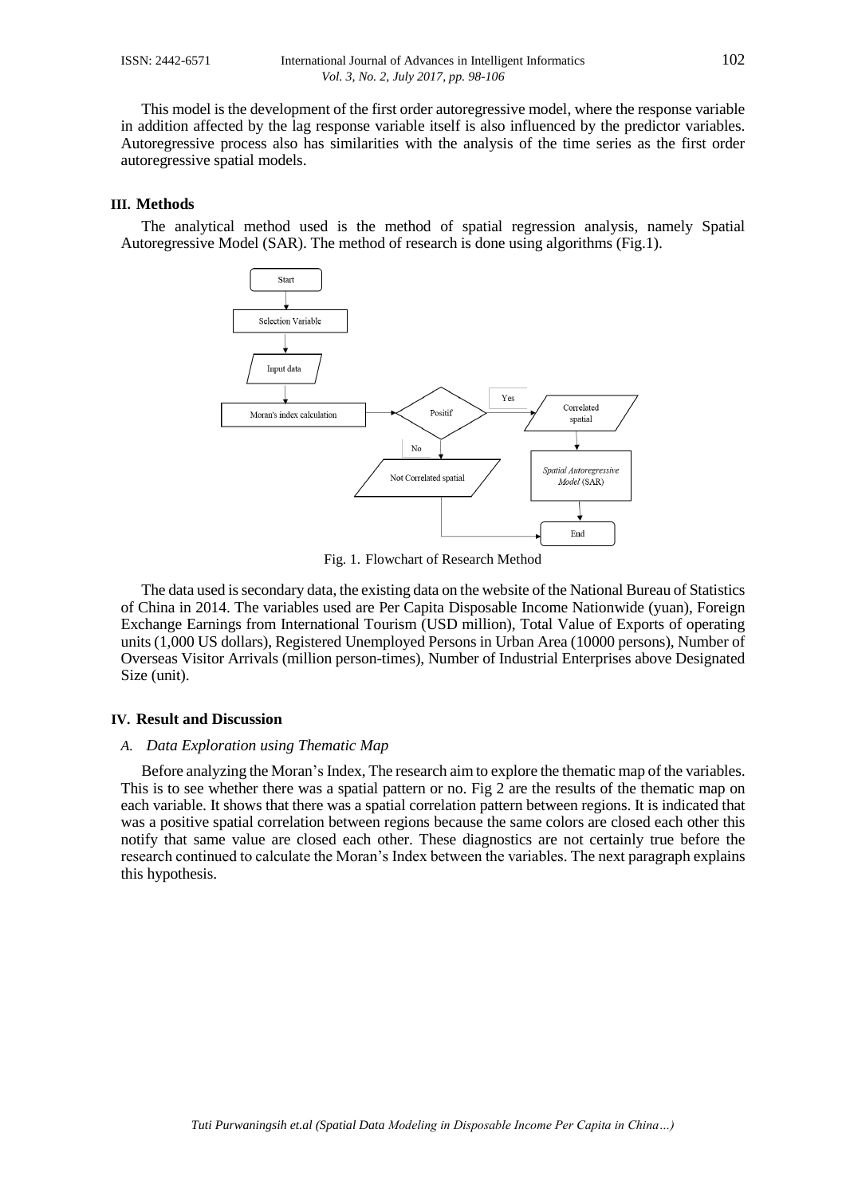This model is the development of the first order autoregressive model, where the response variable in addition affected by the lag response variable itself is also influenced by the predictor variables. Autoregressive process also has similarities with the analysis of the time series as the first order autoregressive spatial models.

## III. Methods

The analytical method used is the method of spatial regression analysis, namely Spatial Autoregressive Model (SAR). The method of research is done using algorithms (Fig.1).

Fig. 1. Flowchart of Research Method

The data used is secondary data, the existing data on the website of the National Bureau of Statistics of China in 2014. The variables used are Per Capita Disposable Income Nationwide (yuan), Foreign Exchange Earnings from International Tourism (USD million), Total Value of Exports of operating units (1,000 US dollars), Registered Unemployed Persons in Urban Area (10000 persons), Number of Overseas Visitor Arrivals (million person-times), Number of Industrial Enterprises above Designated Size (unit).

## IV. Result and Discussion

### *A. Data Exploration using Thematic Map*

Before analyzing the Moran's Index, The research aim to explore the thematic map of the variables. This is to see whether there was a spatial pattern or no. Fig 2 are the results of the thematic map on each variable. It shows that there was a spatial correlation pattern between regions. It is indicated that was a positive spatial correlation between regions because the same colors are closed each other this notify that same value are closed each other. These diagnostics are not certainly true before the research continued to calculate the Moran's Index between the variables. The next paragraph explains this hypothesis.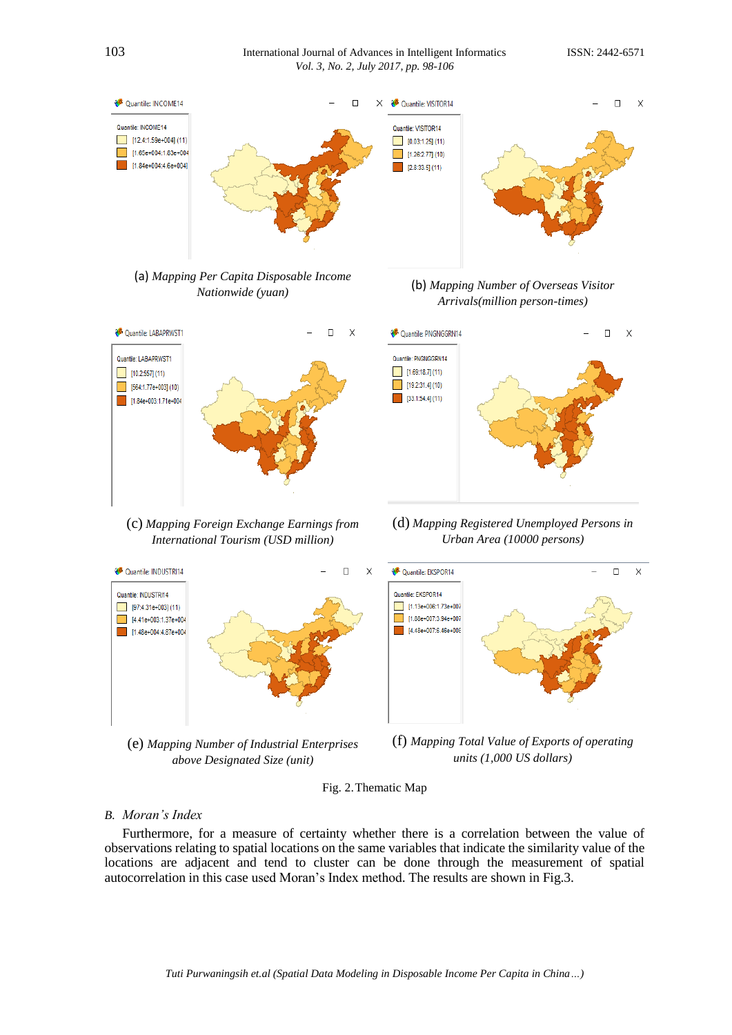(a) *Mapping Per Capita Disposable Income Nationwide (yuan)*

(b) *Mapping Number of Overseas Visitor Arrivals(million person-times)*

(c) *Mapping Foreign Exchange Earnings from International Tourism (USD million)*

(d) *Mapping Registered Unemployed Persons in Urban Area (10000 persons)*

(e) *Mapping Number of Industrial Enterprises above Designated Size (unit)*

(f) *Mapping Total Value of Exports of operating units (1,000 US dollars)*

Fig. 2. Thematic Map

## B. *Moran's Index*

Furthermore, for a measure of certainty whether there is a correlation between the value of observations relating to spatial locations on the same variables that indicate the similarity value of the locations are adjacent and tend to cluster can be done through the measurement of spatial autocorrelation in this case used Moran's Index method. The results are shown in Fig.3.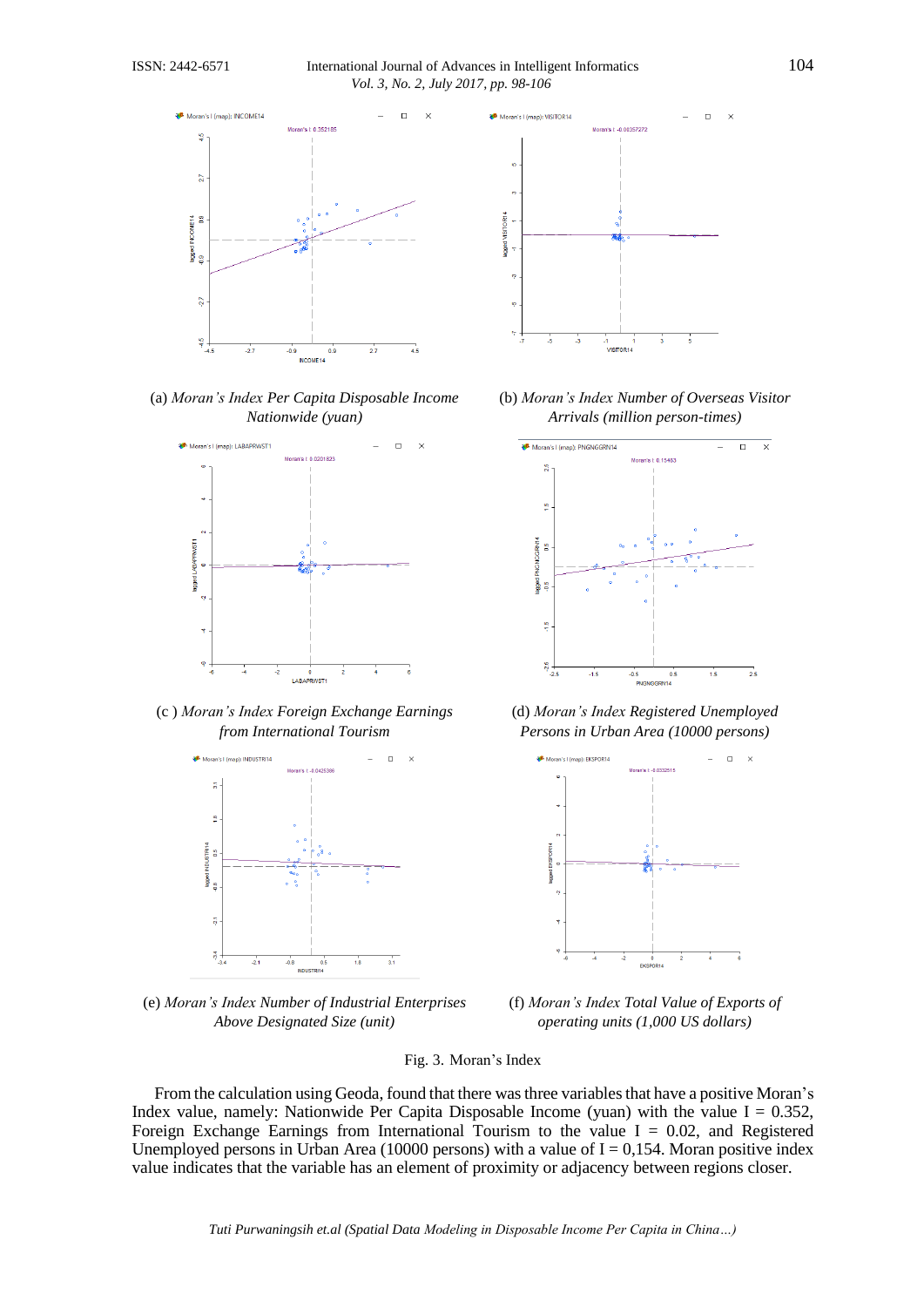(a) *Moran's Index Per Capita Disposable Income Nationwide (yuan)*

(b) *Moran's Index Number of Overseas Visitor Arrivals (million person-times)*

(c ) *Moran's Index Foreign Exchange Earnings from International Tourism*

(d) *Moran's Index Registered Unemployed Persons in Urban Area (10000 persons)*

(e) *Moran's Index Number of Industrial Enterprises Above Designated Size (unit)*

(f) *Moran's Index Total Value of Exports of operating units (1,000 US dollars)*

Fig. 3. Moran's Index

From the calculation using Geoda, found that there was three variables that have a positive Moran's Index value, namely: Nationwide Per Capita Disposable Income (yuan) with the value I = 0.352, Foreign Exchange Earnings from International Tourism to the value I = 0.02, and Registered Unemployed persons in Urban Area (10000 persons) with a value of I = 0,154. Moran positive index value indicates that the variable has an element of proximity or adjacency between regions closer.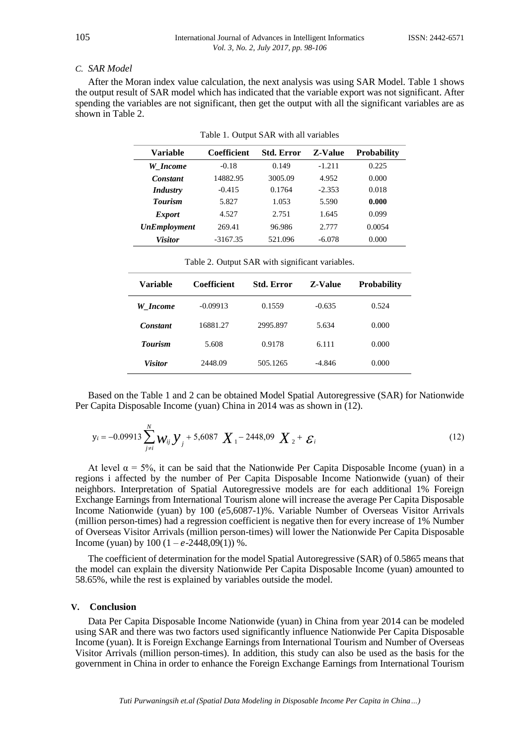### C. SAR Model

After the Moran index value calculation, the next analysis was using SAR Model. Table 1 shows the output result of SAR model which has indicated that the variable export was not significant. After spending the variables are not significant, then get the output with all the significant variables are as shown in Table 2.

Table 1. Output SAR with all variables

| Variable | Coefficient | Std. Error | Z-Value | Probability |
|---|---|---|---|---|
| ***W_Income*** | -0.18 | 0.149 | -1.211 | 0.225 |
| ***Constant*** | 14882.95 | 3005.09 | 4.952 | 0.000 |
| ***Industry*** | -0.415 | 0.1764 | -2.353 | 0.018 |
| ***Tourism*** | 5.827 | 1.053 | 5.590 | **0.000** |
| ***Export*** | 4.527 | 2.751 | 1.645 | 0.099 |
| ***UnEmployment*** | 269.41 | 96.986 | 2.777 | 0.0054 |
| ***Visitor*** | -3167.35 | 521.096 | -6.078 | 0.000 |

Table 2. Output SAR with significant variables.

| Variable | Coefficient | Std. Error | Z-Value | Probability |
|---|---|---|---|---|
| ***W_Income*** | -0.09913 | 0.1559 | -0.635 | 0.524 |
| ***Constant*** | 16881.27 | 2995.897 | 5.634 | 0.000 |
| ***Tourism*** | 5.608 | 0.9178 | 6.111 | 0.000 |
| ***Visitor*** | 2448.09 | 505.1265 | -4.846 | 0.000 |

Based on the Table 1 and 2 can be obtained Model Spatial Autoregressive (SAR) for Nationwide Per Capita Disposable Income (yuan) China in 2014 was as shown in (12).

$$y_i = -0.09913 \sum_{j \neq i}^{N} w_{ij} y_j + 5{,}6087 \; X_1 - 2448{,}09 \; X_2 + \varepsilon_i \tag{12}$$

At level $\alpha$ = 5%, it can be said that the Nationwide Per Capita Disposable Income (yuan) in a regions i affected by the number of Per Capita Disposable Income Nationwide (yuan) of their neighbors. Interpretation of Spatial Autoregressive models are for each additional 1% Foreign Exchange Earnings from International Tourism alone will increase the average Per Capita Disposable Income Nationwide (yuan) by 100 ($e$5,6087-1)%. Variable Number of Overseas Visitor Arrivals (million person-times) had a regression coefficient is negative then for every increase of 1% Number of Overseas Visitor Arrivals (million person-times) will lower the Nationwide Per Capita Disposable Income (yuan) by 100 (1 – $e$-2448,09(1)) %.

The coefficient of determination for the model Spatial Autoregressive (SAR) of 0.5865 means that the model can explain the diversity Nationwide Per Capita Disposable Income (yuan) amounted to 58.65%, while the rest is explained by variables outside the model.

## V. Conclusion

Data Per Capita Disposable Income Nationwide (yuan) in China from year 2014 can be modeled using SAR and there was two factors used significantly influence Nationwide Per Capita Disposable Income (yuan). It is Foreign Exchange Earnings from International Tourism and Number of Overseas Visitor Arrivals (million person-times). In addition, this study can also be used as the basis for the government in China in order to enhance the Foreign Exchange Earnings from International Tourism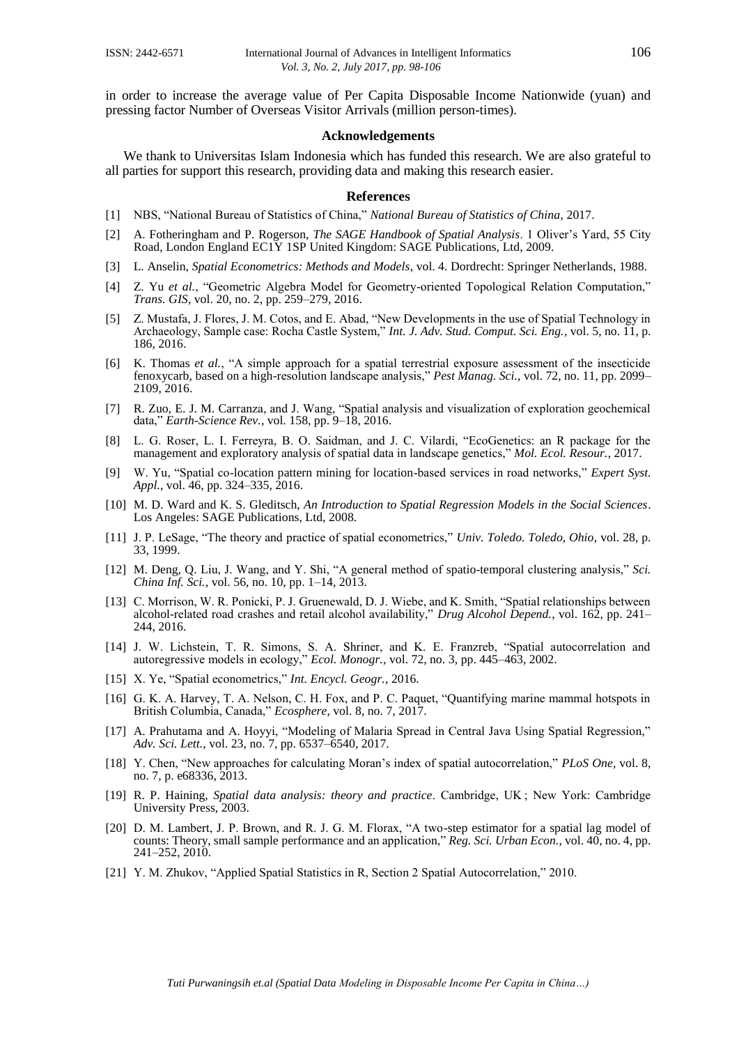in order to increase the average value of Per Capita Disposable Income Nationwide (yuan) and pressing factor Number of Overseas Visitor Arrivals (million person-times).

## Acknowledgements

We thank to Universitas Islam Indonesia which has funded this research. We are also grateful to all parties for support this research, providing data and making this research easier.

## References

[1] NBS, "National Bureau of Statistics of China," *National Bureau of Statistics of China*, 2017.

[2] A. Fotheringham and P. Rogerson, *The SAGE Handbook of Spatial Analysis*. 1 Oliver's Yard, 55 City Road, London England EC1Y 1SP United Kingdom: SAGE Publications, Ltd, 2009.

[3] L. Anselin, *Spatial Econometrics: Methods and Models*, vol. 4. Dordrecht: Springer Netherlands, 1988.

[4] Z. Yu *et al.*, "Geometric Algebra Model for Geometry-oriented Topological Relation Computation," *Trans. GIS*, vol. 20, no. 2, pp. 259–279, 2016.

[5] Z. Mustafa, J. Flores, J. M. Cotos, and E. Abad, "New Developments in the use of Spatial Technology in Archaeology, Sample case: Rocha Castle System," *Int. J. Adv. Stud. Comput. Sci. Eng.*, vol. 5, no. 11, p. 186, 2016.

[6] K. Thomas *et al.*, "A simple approach for a spatial terrestrial exposure assessment of the insecticide fenoxycarb, based on a high-resolution landscape analysis," *Pest Manag. Sci.*, vol. 72, no. 11, pp. 2099–2109, 2016.

[7] R. Zuo, E. J. M. Carranza, and J. Wang, "Spatial analysis and visualization of exploration geochemical data," *Earth-Science Rev.*, vol. 158, pp. 9–18, 2016.

[8] L. G. Roser, L. I. Ferreyra, B. O. Saidman, and J. C. Vilardi, "EcoGenetics: an R package for the management and exploratory analysis of spatial data in landscape genetics," *Mol. Ecol. Resour.*, 2017.

[9] W. Yu, "Spatial co-location pattern mining for location-based services in road networks," *Expert Syst. Appl.*, vol. 46, pp. 324–335, 2016.

[10] M. D. Ward and K. S. Gleditsch, *An Introduction to Spatial Regression Models in the Social Sciences*. Los Angeles: SAGE Publications, Ltd, 2008.

[11] J. P. LeSage, "The theory and practice of spatial econometrics," *Univ. Toledo. Toledo, Ohio*, vol. 28, p. 33, 1999.

[12] M. Deng, Q. Liu, J. Wang, and Y. Shi, "A general method of spatio-temporal clustering analysis," *Sci. China Inf. Sci.*, vol. 56, no. 10, pp. 1–14, 2013.

[13] C. Morrison, W. R. Ponicki, P. J. Gruenewald, D. J. Wiebe, and K. Smith, "Spatial relationships between alcohol-related road crashes and retail alcohol availability," *Drug Alcohol Depend.*, vol. 162, pp. 241–244, 2016.

[14] J. W. Lichstein, T. R. Simons, S. A. Shriner, and K. E. Franzreb, "Spatial autocorrelation and autoregressive models in ecology," *Ecol. Monogr.*, vol. 72, no. 3, pp. 445–463, 2002.

[15] X. Ye, "Spatial econometrics," *Int. Encycl. Geogr.*, 2016.

[16] G. K. A. Harvey, T. A. Nelson, C. H. Fox, and P. C. Paquet, "Quantifying marine mammal hotspots in British Columbia, Canada," *Ecosphere*, vol. 8, no. 7, 2017.

[17] A. Prahutama and A. Hoyyi, "Modeling of Malaria Spread in Central Java Using Spatial Regression," *Adv. Sci. Lett.*, vol. 23, no. 7, pp. 6537–6540, 2017.

[18] Y. Chen, "New approaches for calculating Moran's index of spatial autocorrelation," *PLoS One*, vol. 8, no. 7, p. e68336, 2013.

[19] R. P. Haining, *Spatial data analysis: theory and practice*. Cambridge, UK ; New York: Cambridge University Press, 2003.

[20] D. M. Lambert, J. P. Brown, and R. J. G. M. Florax, "A two-step estimator for a spatial lag model of counts: Theory, small sample performance and an application," *Reg. Sci. Urban Econ.*, vol. 40, no. 4, pp. 241–252, 2010.

[21] Y. M. Zhukov, "Applied Spatial Statistics in R, Section 2 Spatial Autocorrelation," 2010.